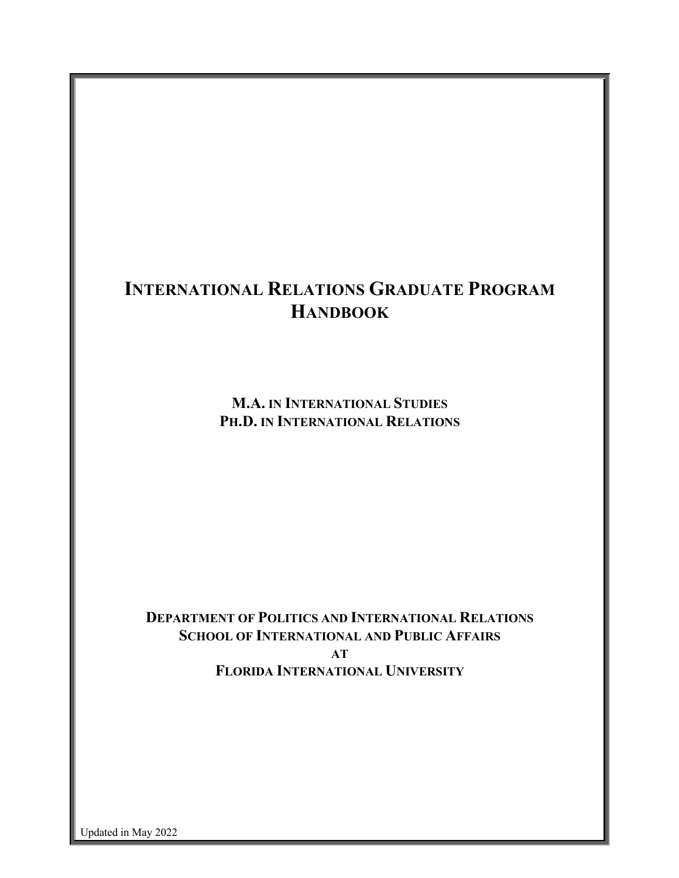# INTERNATIONAL RELATIONS GRADUATE PROGRAM HANDBOOK

**M.A. IN INTERNATIONAL STUDIES**
**PH.D. IN INTERNATIONAL RELATIONS**

**DEPARTMENT OF POLITICS AND INTERNATIONAL RELATIONS**
**SCHOOL OF INTERNATIONAL AND PUBLIC AFFAIRS**
**AT**
**FLORIDA INTERNATIONAL UNIVERSITY**

Updated in May 2022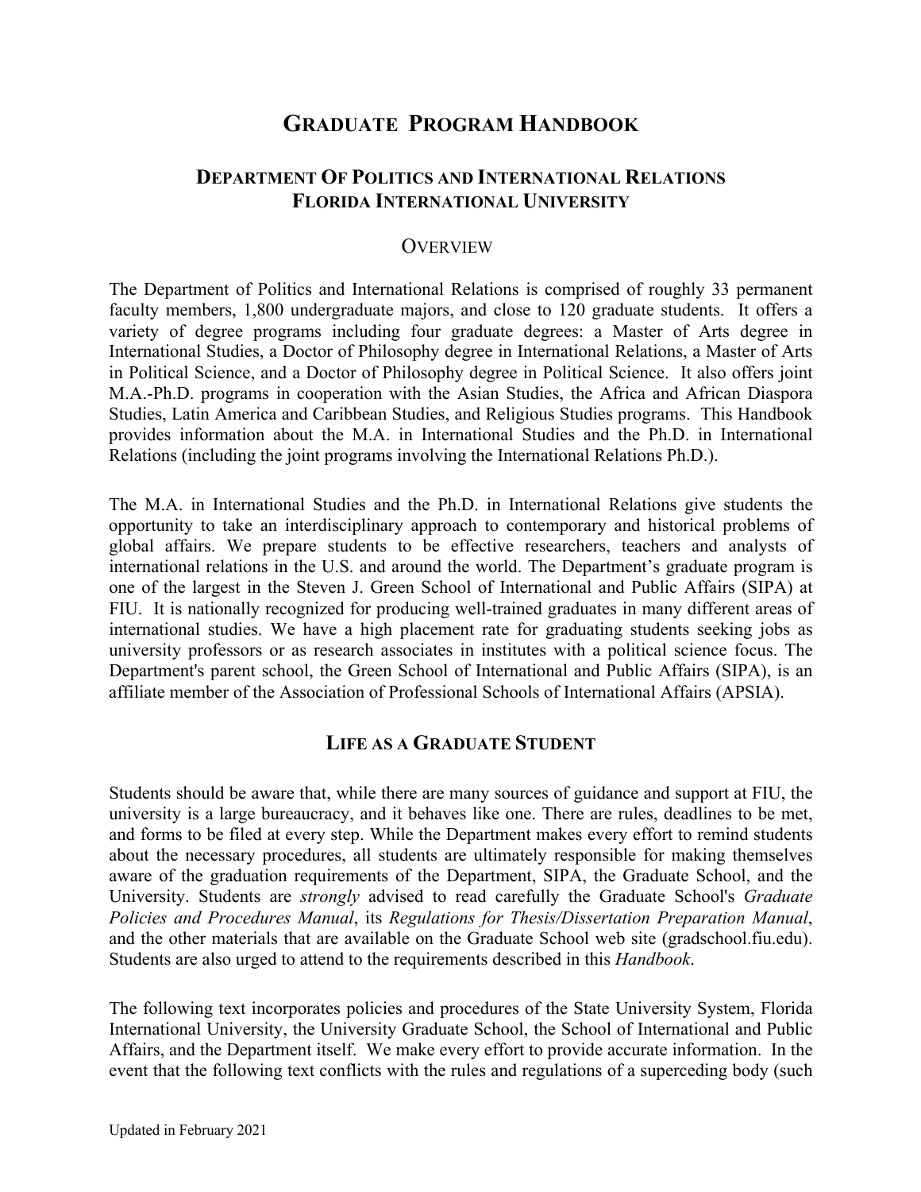# GRADUATE PROGRAM HANDBOOK

## DEPARTMENT OF POLITICS AND INTERNATIONAL RELATIONS
## FLORIDA INTERNATIONAL UNIVERSITY

### OVERVIEW

The Department of Politics and International Relations is comprised of roughly 33 permanent faculty members, 1,800 undergraduate majors, and close to 120 graduate students. It offers a variety of degree programs including four graduate degrees: a Master of Arts degree in International Studies, a Doctor of Philosophy degree in International Relations, a Master of Arts in Political Science, and a Doctor of Philosophy degree in Political Science. It also offers joint M.A.-Ph.D. programs in cooperation with the Asian Studies, the Africa and African Diaspora Studies, Latin America and Caribbean Studies, and Religious Studies programs. This Handbook provides information about the M.A. in International Studies and the Ph.D. in International Relations (including the joint programs involving the International Relations Ph.D.).

The M.A. in International Studies and the Ph.D. in International Relations give students the opportunity to take an interdisciplinary approach to contemporary and historical problems of global affairs. We prepare students to be effective researchers, teachers and analysts of international relations in the U.S. and around the world. The Department's graduate program is one of the largest in the Steven J. Green School of International and Public Affairs (SIPA) at FIU. It is nationally recognized for producing well-trained graduates in many different areas of international studies. We have a high placement rate for graduating students seeking jobs as university professors or as research associates in institutes with a political science focus. The Department's parent school, the Green School of International and Public Affairs (SIPA), is an affiliate member of the Association of Professional Schools of International Affairs (APSIA).

### LIFE AS A GRADUATE STUDENT

Students should be aware that, while there are many sources of guidance and support at FIU, the university is a large bureaucracy, and it behaves like one. There are rules, deadlines to be met, and forms to be filed at every step. While the Department makes every effort to remind students about the necessary procedures, all students are ultimately responsible for making themselves aware of the graduation requirements of the Department, SIPA, the Graduate School, and the University. Students are *strongly* advised to read carefully the Graduate School's *Graduate Policies and Procedures Manual*, its *Regulations for Thesis/Dissertation Preparation Manual*, and the other materials that are available on the Graduate School web site (gradschool.fiu.edu). Students are also urged to attend to the requirements described in this *Handbook*.

The following text incorporates policies and procedures of the State University System, Florida International University, the University Graduate School, the School of International and Public Affairs, and the Department itself. We make every effort to provide accurate information. In the event that the following text conflicts with the rules and regulations of a superceding body (such

Updated in February 2021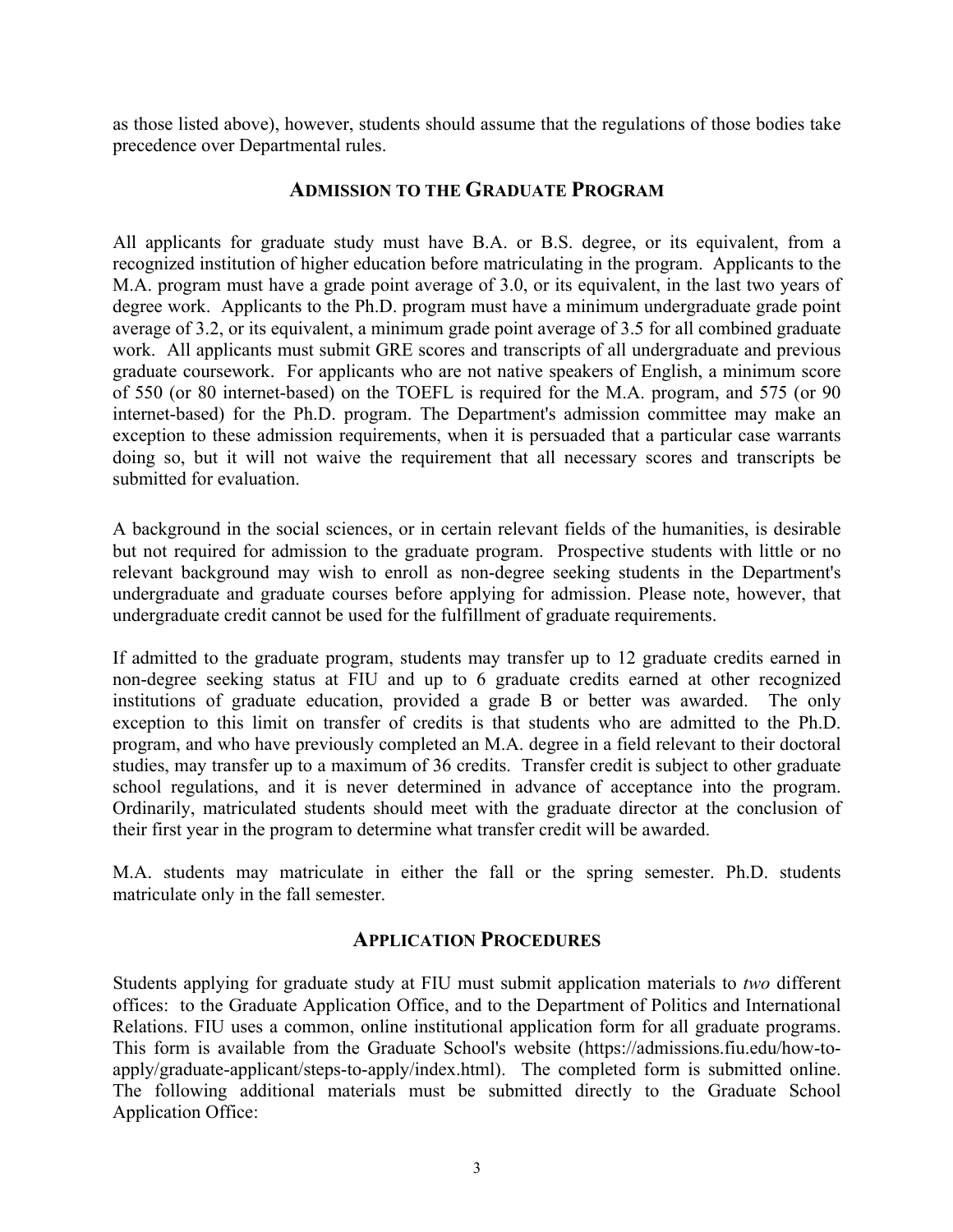as those listed above), however, students should assume that the regulations of those bodies take precedence over Departmental rules.

## ADMISSION TO THE GRADUATE PROGRAM

All applicants for graduate study must have B.A. or B.S. degree, or its equivalent, from a recognized institution of higher education before matriculating in the program. Applicants to the M.A. program must have a grade point average of 3.0, or its equivalent, in the last two years of degree work. Applicants to the Ph.D. program must have a minimum undergraduate grade point average of 3.2, or its equivalent, a minimum grade point average of 3.5 for all combined graduate work. All applicants must submit GRE scores and transcripts of all undergraduate and previous graduate coursework. For applicants who are not native speakers of English, a minimum score of 550 (or 80 internet-based) on the TOEFL is required for the M.A. program, and 575 (or 90 internet-based) for the Ph.D. program. The Department's admission committee may make an exception to these admission requirements, when it is persuaded that a particular case warrants doing so, but it will not waive the requirement that all necessary scores and transcripts be submitted for evaluation.

A background in the social sciences, or in certain relevant fields of the humanities, is desirable but not required for admission to the graduate program. Prospective students with little or no relevant background may wish to enroll as non-degree seeking students in the Department's undergraduate and graduate courses before applying for admission. Please note, however, that undergraduate credit cannot be used for the fulfillment of graduate requirements.

If admitted to the graduate program, students may transfer up to 12 graduate credits earned in non-degree seeking status at FIU and up to 6 graduate credits earned at other recognized institutions of graduate education, provided a grade B or better was awarded. The only exception to this limit on transfer of credits is that students who are admitted to the Ph.D. program, and who have previously completed an M.A. degree in a field relevant to their doctoral studies, may transfer up to a maximum of 36 credits. Transfer credit is subject to other graduate school regulations, and it is never determined in advance of acceptance into the program. Ordinarily, matriculated students should meet with the graduate director at the conclusion of their first year in the program to determine what transfer credit will be awarded.

M.A. students may matriculate in either the fall or the spring semester. Ph.D. students matriculate only in the fall semester.

## APPLICATION PROCEDURES

Students applying for graduate study at FIU must submit application materials to *two* different offices: to the Graduate Application Office, and to the Department of Politics and International Relations. FIU uses a common, online institutional application form for all graduate programs. This form is available from the Graduate School's website (https://admissions.fiu.edu/how-to-apply/graduate-applicant/steps-to-apply/index.html). The completed form is submitted online. The following additional materials must be submitted directly to the Graduate School Application Office: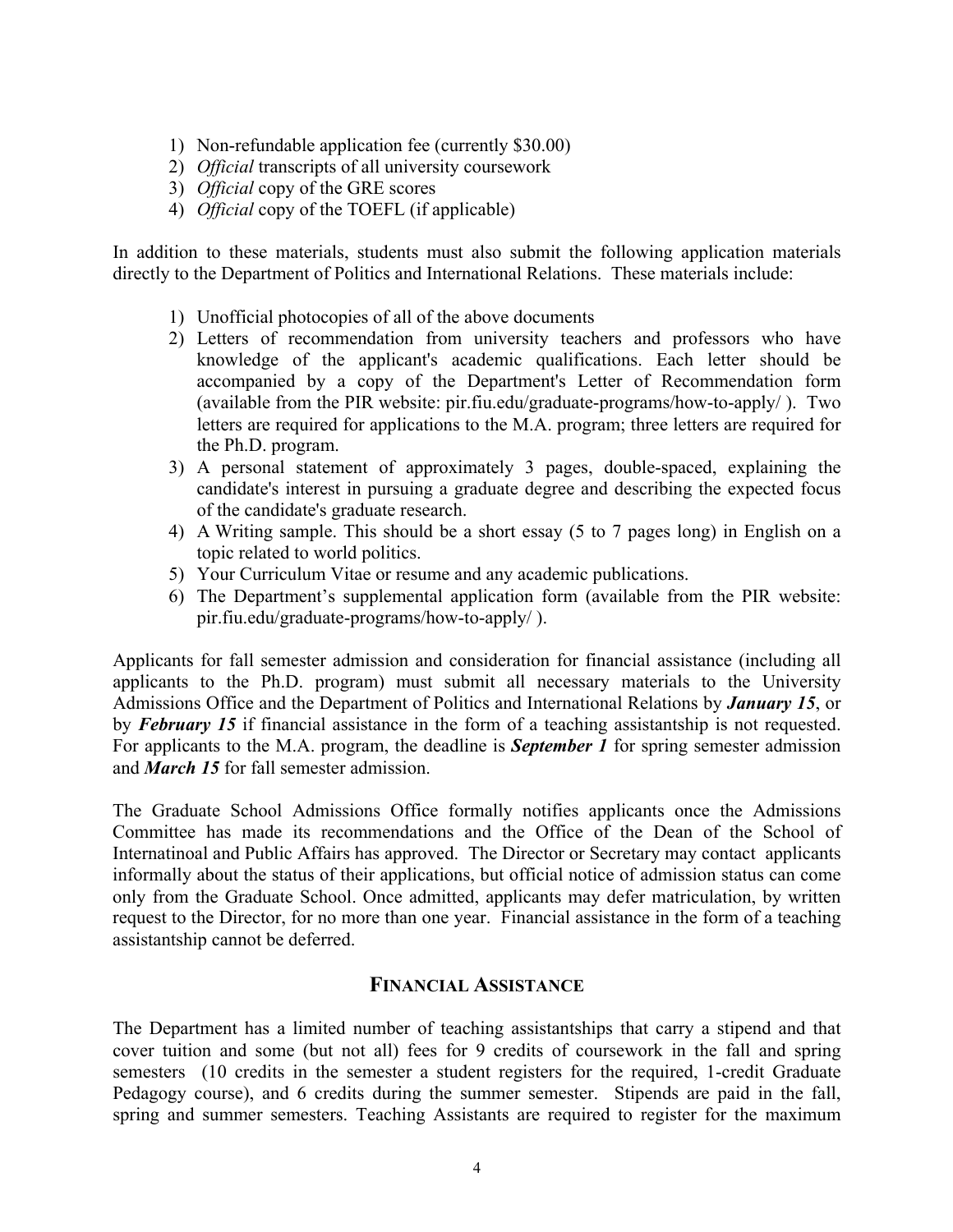1) Non-refundable application fee (currently $30.00)
2) *Official* transcripts of all university coursework
3) *Official* copy of the GRE scores
4) *Official* copy of the TOEFL (if applicable)

In addition to these materials, students must also submit the following application materials directly to the Department of Politics and International Relations. These materials include:

1) Unofficial photocopies of all of the above documents
2) Letters of recommendation from university teachers and professors who have knowledge of the applicant's academic qualifications. Each letter should be accompanied by a copy of the Department's Letter of Recommendation form (available from the PIR website: pir.fiu.edu/graduate-programs/how-to-apply/ ). Two letters are required for applications to the M.A. program; three letters are required for the Ph.D. program.
3) A personal statement of approximately 3 pages, double-spaced, explaining the candidate's interest in pursuing a graduate degree and describing the expected focus of the candidate's graduate research.
4) A Writing sample. This should be a short essay (5 to 7 pages long) in English on a topic related to world politics.
5) Your Curriculum Vitae or resume and any academic publications.
6) The Department's supplemental application form (available from the PIR website: pir.fiu.edu/graduate-programs/how-to-apply/ ).

Applicants for fall semester admission and consideration for financial assistance (including all applicants to the Ph.D. program) must submit all necessary materials to the University Admissions Office and the Department of Politics and International Relations by ***January 15***, or by ***February 15*** if financial assistance in the form of a teaching assistantship is not requested. For applicants to the M.A. program, the deadline is ***September 1*** for spring semester admission and ***March 15*** for fall semester admission.

The Graduate School Admissions Office formally notifies applicants once the Admissions Committee has made its recommendations and the Office of the Dean of the School of Internatinoal and Public Affairs has approved. The Director or Secretary may contact applicants informally about the status of their applications, but official notice of admission status can come only from the Graduate School. Once admitted, applicants may defer matriculation, by written request to the Director, for no more than one year. Financial assistance in the form of a teaching assistantship cannot be deferred.

## FINANCIAL ASSISTANCE

The Department has a limited number of teaching assistantships that carry a stipend and that cover tuition and some (but not all) fees for 9 credits of coursework in the fall and spring semesters (10 credits in the semester a student registers for the required, 1-credit Graduate Pedagogy course), and 6 credits during the summer semester. Stipends are paid in the fall, spring and summer semesters. Teaching Assistants are required to register for the maximum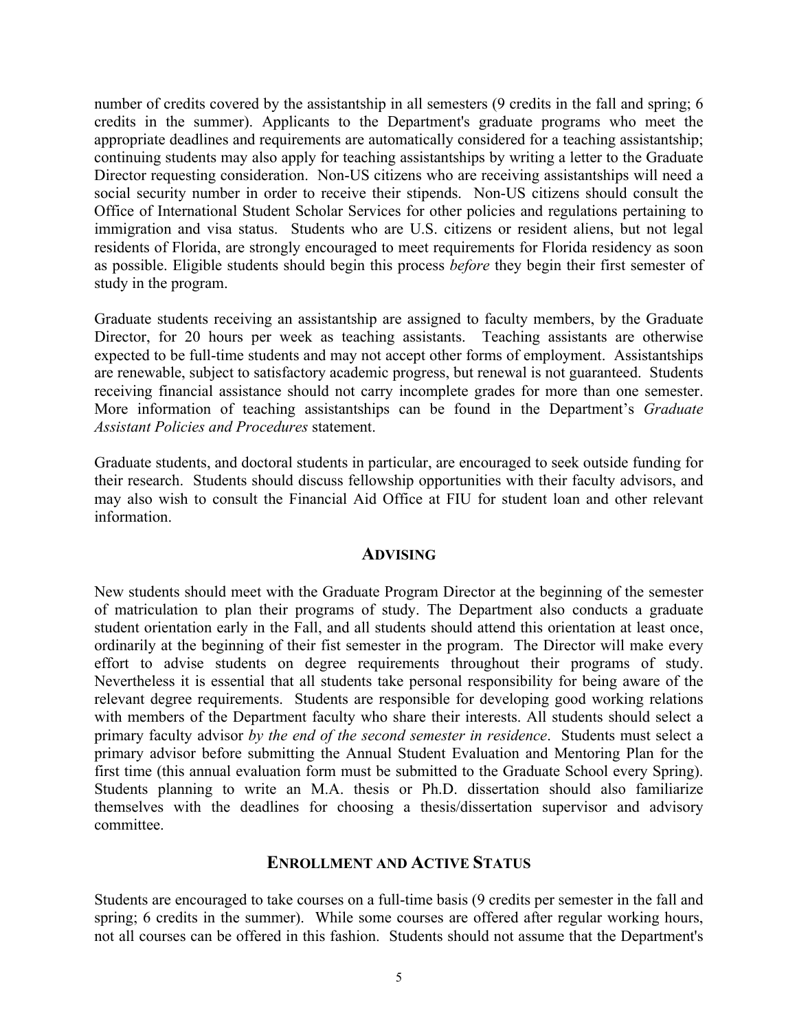number of credits covered by the assistantship in all semesters (9 credits in the fall and spring; 6 credits in the summer). Applicants to the Department's graduate programs who meet the appropriate deadlines and requirements are automatically considered for a teaching assistantship; continuing students may also apply for teaching assistantships by writing a letter to the Graduate Director requesting consideration. Non-US citizens who are receiving assistantships will need a social security number in order to receive their stipends. Non-US citizens should consult the Office of International Student Scholar Services for other policies and regulations pertaining to immigration and visa status. Students who are U.S. citizens or resident aliens, but not legal residents of Florida, are strongly encouraged to meet requirements for Florida residency as soon as possible. Eligible students should begin this process *before* they begin their first semester of study in the program.

Graduate students receiving an assistantship are assigned to faculty members, by the Graduate Director, for 20 hours per week as teaching assistants. Teaching assistants are otherwise expected to be full-time students and may not accept other forms of employment. Assistantships are renewable, subject to satisfactory academic progress, but renewal is not guaranteed. Students receiving financial assistance should not carry incomplete grades for more than one semester. More information of teaching assistantships can be found in the Department's *Graduate Assistant Policies and Procedures* statement.

Graduate students, and doctoral students in particular, are encouraged to seek outside funding for their research. Students should discuss fellowship opportunities with their faculty advisors, and may also wish to consult the Financial Aid Office at FIU for student loan and other relevant information.

## ADVISING

New students should meet with the Graduate Program Director at the beginning of the semester of matriculation to plan their programs of study. The Department also conducts a graduate student orientation early in the Fall, and all students should attend this orientation at least once, ordinarily at the beginning of their fist semester in the program. The Director will make every effort to advise students on degree requirements throughout their programs of study. Nevertheless it is essential that all students take personal responsibility for being aware of the relevant degree requirements. Students are responsible for developing good working relations with members of the Department faculty who share their interests. All students should select a primary faculty advisor *by the end of the second semester in residence*. Students must select a primary advisor before submitting the Annual Student Evaluation and Mentoring Plan for the first time (this annual evaluation form must be submitted to the Graduate School every Spring). Students planning to write an M.A. thesis or Ph.D. dissertation should also familiarize themselves with the deadlines for choosing a thesis/dissertation supervisor and advisory committee.

## ENROLLMENT AND ACTIVE STATUS

Students are encouraged to take courses on a full-time basis (9 credits per semester in the fall and spring; 6 credits in the summer). While some courses are offered after regular working hours, not all courses can be offered in this fashion. Students should not assume that the Department's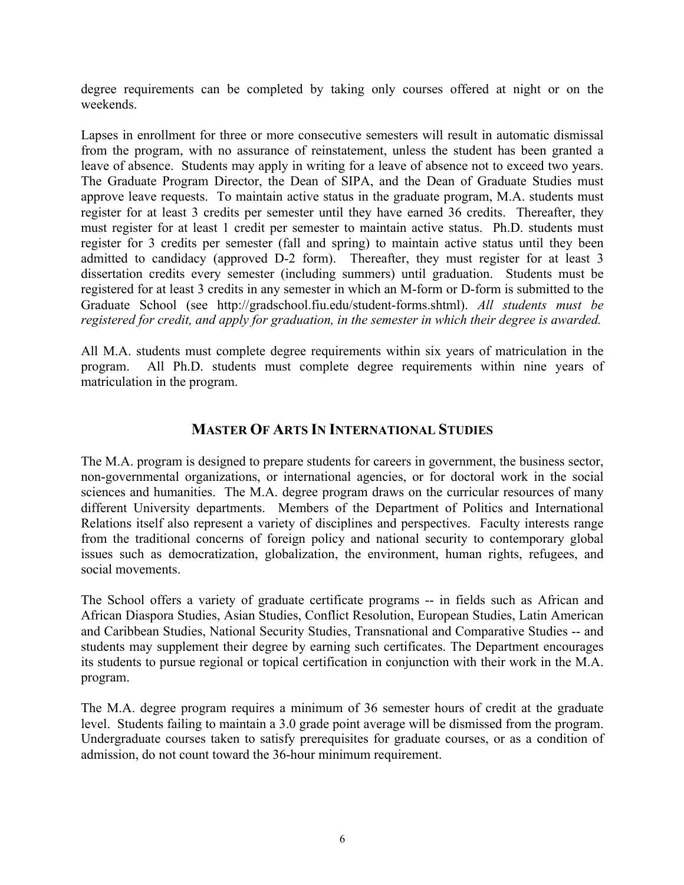degree requirements can be completed by taking only courses offered at night or on the weekends.

Lapses in enrollment for three or more consecutive semesters will result in automatic dismissal from the program, with no assurance of reinstatement, unless the student has been granted a leave of absence. Students may apply in writing for a leave of absence not to exceed two years. The Graduate Program Director, the Dean of SIPA, and the Dean of Graduate Studies must approve leave requests. To maintain active status in the graduate program, M.A. students must register for at least 3 credits per semester until they have earned 36 credits. Thereafter, they must register for at least 1 credit per semester to maintain active status. Ph.D. students must register for 3 credits per semester (fall and spring) to maintain active status until they been admitted to candidacy (approved D-2 form). Thereafter, they must register for at least 3 dissertation credits every semester (including summers) until graduation. Students must be registered for at least 3 credits in any semester in which an M-form or D-form is submitted to the Graduate School (see http://gradschool.fiu.edu/student-forms.shtml). *All students must be registered for credit, and apply for graduation, in the semester in which their degree is awarded.*

All M.A. students must complete degree requirements within six years of matriculation in the program. All Ph.D. students must complete degree requirements within nine years of matriculation in the program.

## Master Of Arts In International Studies

The M.A. program is designed to prepare students for careers in government, the business sector, non-governmental organizations, or international agencies, or for doctoral work in the social sciences and humanities. The M.A. degree program draws on the curricular resources of many different University departments. Members of the Department of Politics and International Relations itself also represent a variety of disciplines and perspectives. Faculty interests range from the traditional concerns of foreign policy and national security to contemporary global issues such as democratization, globalization, the environment, human rights, refugees, and social movements.

The School offers a variety of graduate certificate programs -- in fields such as African and African Diaspora Studies, Asian Studies, Conflict Resolution, European Studies, Latin American and Caribbean Studies, National Security Studies, Transnational and Comparative Studies -- and students may supplement their degree by earning such certificates. The Department encourages its students to pursue regional or topical certification in conjunction with their work in the M.A. program.

The M.A. degree program requires a minimum of 36 semester hours of credit at the graduate level. Students failing to maintain a 3.0 grade point average will be dismissed from the program. Undergraduate courses taken to satisfy prerequisites for graduate courses, or as a condition of admission, do not count toward the 36-hour minimum requirement.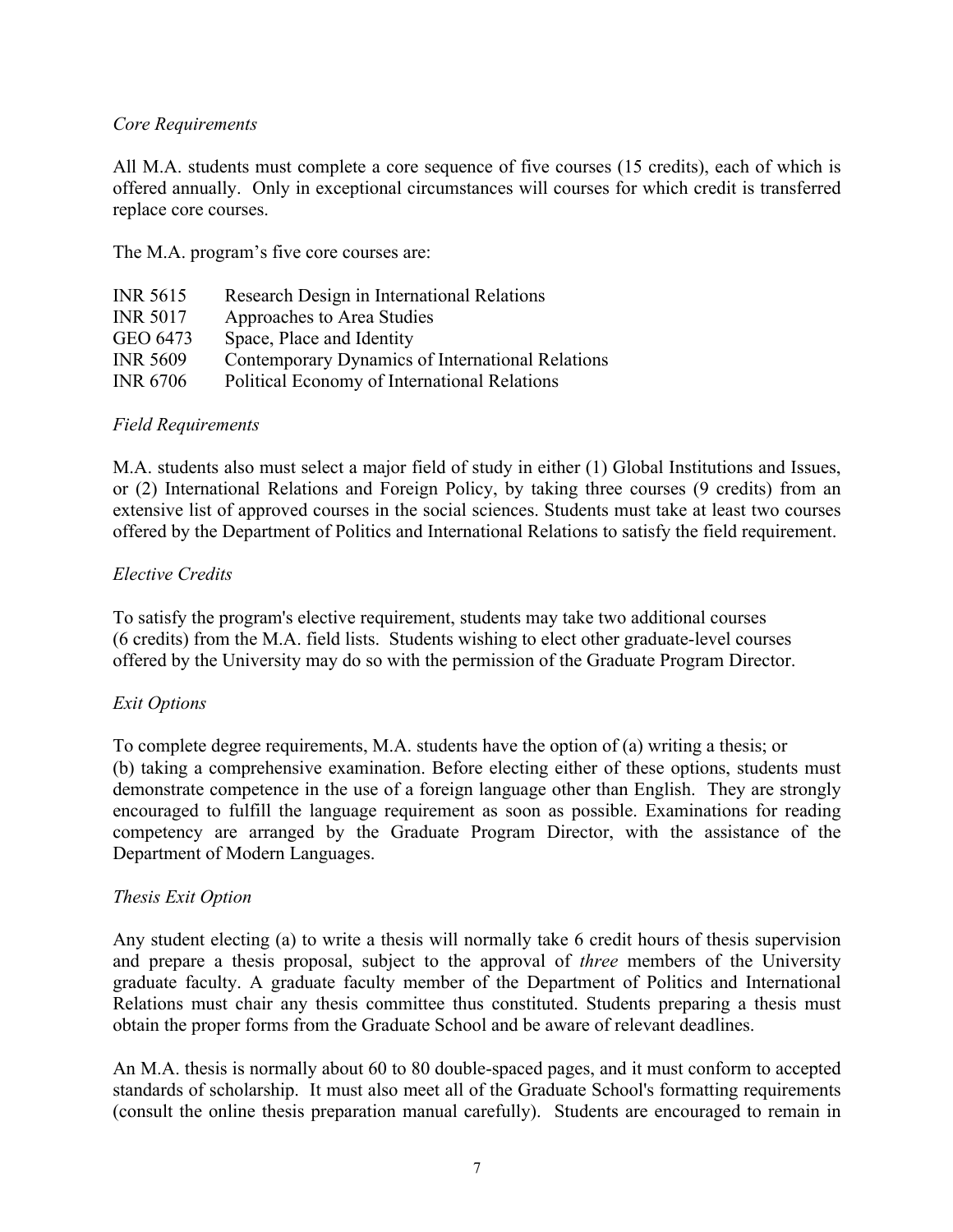*Core Requirements*

All M.A. students must complete a core sequence of five courses (15 credits), each of which is offered annually. Only in exceptional circumstances will courses for which credit is transferred replace core courses.

The M.A. program's five core courses are:

| | |
|---|---|
| INR 5615 | Research Design in International Relations |
| INR 5017 | Approaches to Area Studies |
| GEO 6473 | Space, Place and Identity |
| INR 5609 | Contemporary Dynamics of International Relations |
| INR 6706 | Political Economy of International Relations |

*Field Requirements*

M.A. students also must select a major field of study in either (1) Global Institutions and Issues, or (2) International Relations and Foreign Policy, by taking three courses (9 credits) from an extensive list of approved courses in the social sciences. Students must take at least two courses offered by the Department of Politics and International Relations to satisfy the field requirement.

*Elective Credits*

To satisfy the program's elective requirement, students may take two additional courses (6 credits) from the M.A. field lists. Students wishing to elect other graduate-level courses offered by the University may do so with the permission of the Graduate Program Director.

*Exit Options*

To complete degree requirements, M.A. students have the option of (a) writing a thesis; or (b) taking a comprehensive examination. Before electing either of these options, students must demonstrate competence in the use of a foreign language other than English. They are strongly encouraged to fulfill the language requirement as soon as possible. Examinations for reading competency are arranged by the Graduate Program Director, with the assistance of the Department of Modern Languages.

*Thesis Exit Option*

Any student electing (a) to write a thesis will normally take 6 credit hours of thesis supervision and prepare a thesis proposal, subject to the approval of *three* members of the University graduate faculty. A graduate faculty member of the Department of Politics and International Relations must chair any thesis committee thus constituted. Students preparing a thesis must obtain the proper forms from the Graduate School and be aware of relevant deadlines.

An M.A. thesis is normally about 60 to 80 double-spaced pages, and it must conform to accepted standards of scholarship. It must also meet all of the Graduate School's formatting requirements (consult the online thesis preparation manual carefully). Students are encouraged to remain in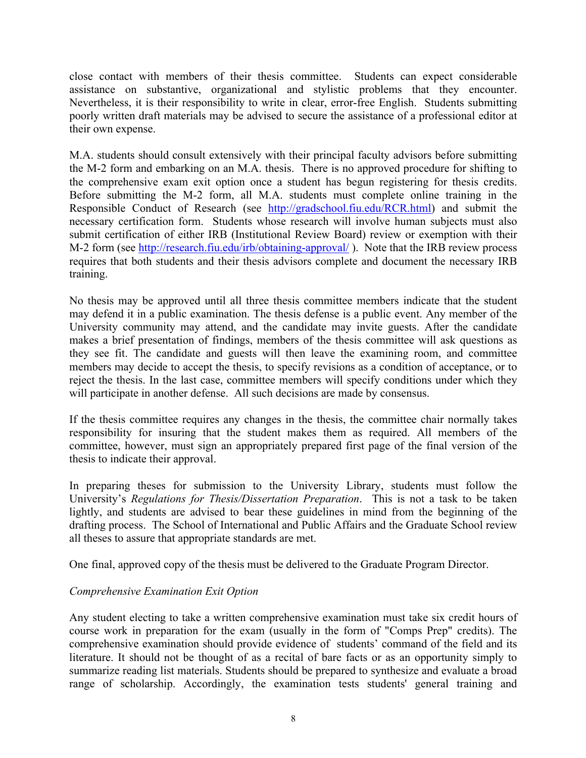close contact with members of their thesis committee. Students can expect considerable assistance on substantive, organizational and stylistic problems that they encounter. Nevertheless, it is their responsibility to write in clear, error-free English. Students submitting poorly written draft materials may be advised to secure the assistance of a professional editor at their own expense.

M.A. students should consult extensively with their principal faculty advisors before submitting the M-2 form and embarking on an M.A. thesis. There is no approved procedure for shifting to the comprehensive exam exit option once a student has begun registering for thesis credits. Before submitting the M-2 form, all M.A. students must complete online training in the Responsible Conduct of Research (see [http://gradschool.fiu.edu/RCR.html](http://gradschool.fiu.edu/RCR.html)) and submit the necessary certification form. Students whose research will involve human subjects must also submit certification of either IRB (Institutional Review Board) review or exemption with their M-2 form (see [http://research.fiu.edu/irb/obtaining-approval/](http://research.fiu.edu/irb/obtaining-approval/) ). Note that the IRB review process requires that both students and their thesis advisors complete and document the necessary IRB training.

No thesis may be approved until all three thesis committee members indicate that the student may defend it in a public examination. The thesis defense is a public event. Any member of the University community may attend, and the candidate may invite guests. After the candidate makes a brief presentation of findings, members of the thesis committee will ask questions as they see fit. The candidate and guests will then leave the examining room, and committee members may decide to accept the thesis, to specify revisions as a condition of acceptance, or to reject the thesis. In the last case, committee members will specify conditions under which they will participate in another defense. All such decisions are made by consensus.

If the thesis committee requires any changes in the thesis, the committee chair normally takes responsibility for insuring that the student makes them as required. All members of the committee, however, must sign an appropriately prepared first page of the final version of the thesis to indicate their approval.

In preparing theses for submission to the University Library, students must follow the University's *Regulations for Thesis/Dissertation Preparation*. This is not a task to be taken lightly, and students are advised to bear these guidelines in mind from the beginning of the drafting process. The School of International and Public Affairs and the Graduate School review all theses to assure that appropriate standards are met.

One final, approved copy of the thesis must be delivered to the Graduate Program Director.

*Comprehensive Examination Exit Option*

Any student electing to take a written comprehensive examination must take six credit hours of course work in preparation for the exam (usually in the form of "Comps Prep" credits). The comprehensive examination should provide evidence of students' command of the field and its literature. It should not be thought of as a recital of bare facts or as an opportunity simply to summarize reading list materials. Students should be prepared to synthesize and evaluate a broad range of scholarship. Accordingly, the examination tests students' general training and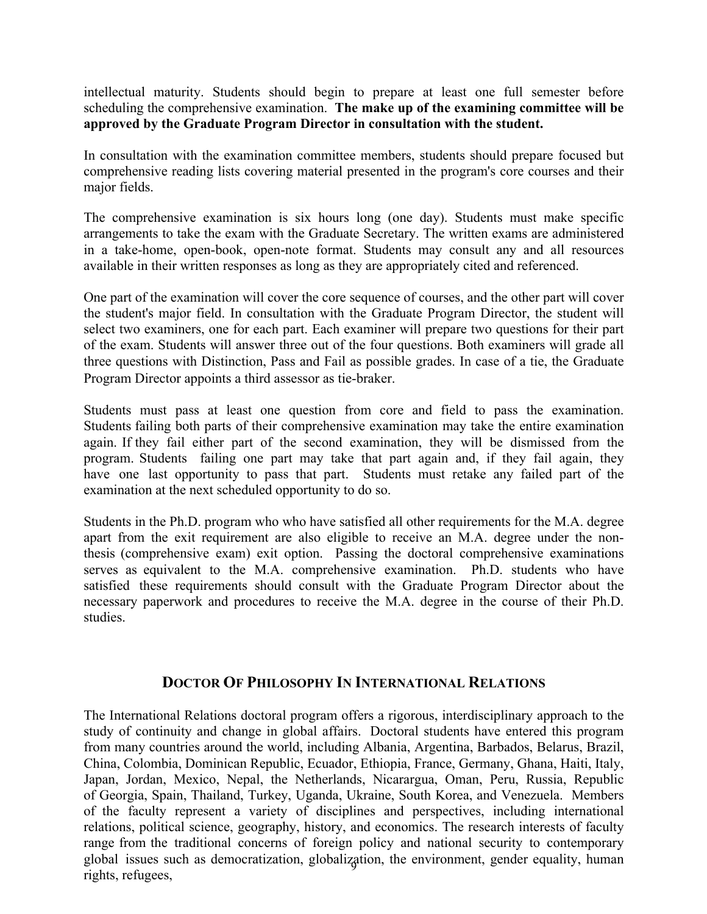intellectual maturity. Students should begin to prepare at least one full semester before scheduling the comprehensive examination. **The make up of the examining committee will be approved by the Graduate Program Director in consultation with the student.**

In consultation with the examination committee members, students should prepare focused but comprehensive reading lists covering material presented in the program's core courses and their major fields.

The comprehensive examination is six hours long (one day). Students must make specific arrangements to take the exam with the Graduate Secretary. The written exams are administered in a take-home, open-book, open-note format. Students may consult any and all resources available in their written responses as long as they are appropriately cited and referenced.

One part of the examination will cover the core sequence of courses, and the other part will cover the student's major field. In consultation with the Graduate Program Director, the student will select two examiners, one for each part. Each examiner will prepare two questions for their part of the exam. Students will answer three out of the four questions. Both examiners will grade all three questions with Distinction, Pass and Fail as possible grades. In case of a tie, the Graduate Program Director appoints a third assessor as tie-braker.

Students must pass at least one question from core and field to pass the examination. Students failing both parts of their comprehensive examination may take the entire examination again. If they fail either part of the second examination, they will be dismissed from the program. Students failing one part may take that part again and, if they fail again, they have one last opportunity to pass that part. Students must retake any failed part of the examination at the next scheduled opportunity to do so.

Students in the Ph.D. program who who have satisfied all other requirements for the M.A. degree apart from the exit requirement are also eligible to receive an M.A. degree under the non-thesis (comprehensive exam) exit option. Passing the doctoral comprehensive examinations serves as equivalent to the M.A. comprehensive examination. Ph.D. students who have satisfied these requirements should consult with the Graduate Program Director about the necessary paperwork and procedures to receive the M.A. degree in the course of their Ph.D. studies.

## DOCTOR OF PHILOSOPHY IN INTERNATIONAL RELATIONS

The International Relations doctoral program offers a rigorous, interdisciplinary approach to the study of continuity and change in global affairs. Doctoral students have entered this program from many countries around the world, including Albania, Argentina, Barbados, Belarus, Brazil, China, Colombia, Dominican Republic, Ecuador, Ethiopia, France, Germany, Ghana, Haiti, Italy, Japan, Jordan, Mexico, Nepal, the Netherlands, Nicarargua, Oman, Peru, Russia, Republic of Georgia, Spain, Thailand, Turkey, Uganda, Ukraine, South Korea, and Venezuela. Members of the faculty represent a variety of disciplines and perspectives, including international relations, political science, geography, history, and economics. The research interests of faculty range from the traditional concerns of foreign policy and national security to contemporary global issues such as democratization, globalization, the environment, gender equality, human rights, refugees,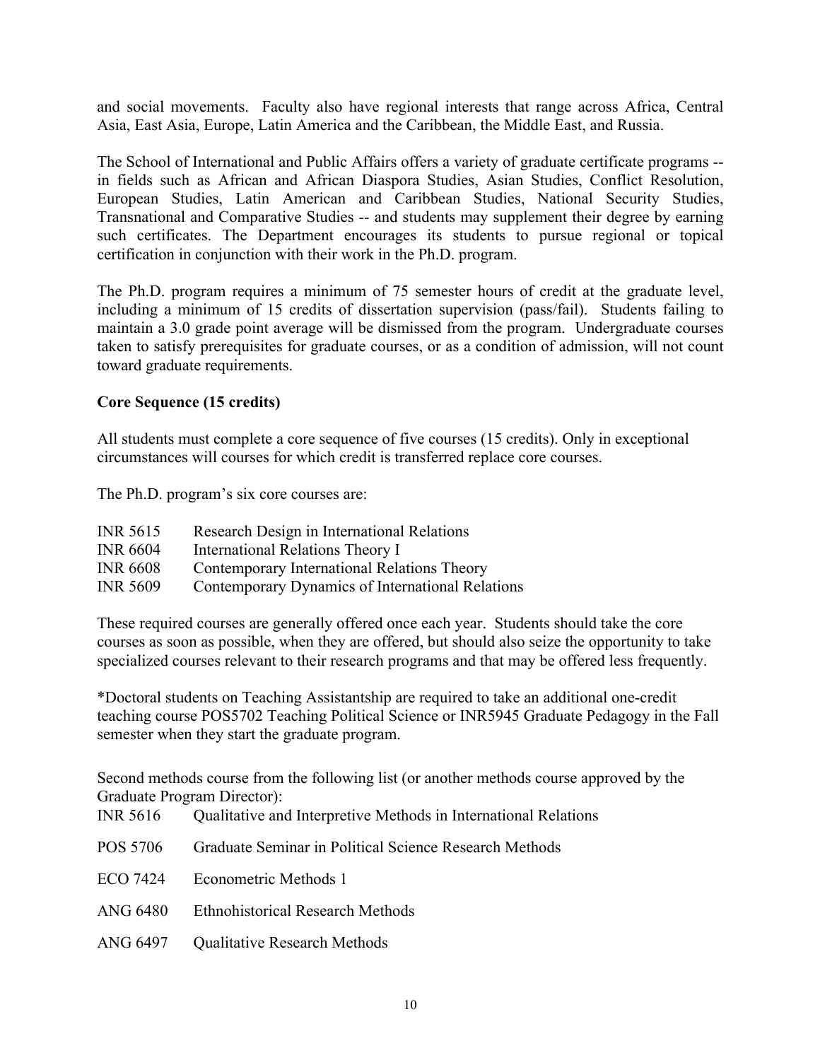and social movements. Faculty also have regional interests that range across Africa, Central Asia, East Asia, Europe, Latin America and the Caribbean, the Middle East, and Russia.

The School of International and Public Affairs offers a variety of graduate certificate programs -- in fields such as African and African Diaspora Studies, Asian Studies, Conflict Resolution, European Studies, Latin American and Caribbean Studies, National Security Studies, Transnational and Comparative Studies -- and students may supplement their degree by earning such certificates. The Department encourages its students to pursue regional or topical certification in conjunction with their work in the Ph.D. program.

The Ph.D. program requires a minimum of 75 semester hours of credit at the graduate level, including a minimum of 15 credits of dissertation supervision (pass/fail). Students failing to maintain a 3.0 grade point average will be dismissed from the program. Undergraduate courses taken to satisfy prerequisites for graduate courses, or as a condition of admission, will not count toward graduate requirements.

**Core Sequence (15 credits)**

All students must complete a core sequence of five courses (15 credits). Only in exceptional circumstances will courses for which credit is transferred replace core courses.

The Ph.D. program's six core courses are:

| | |
|---|---|
| INR 5615 | Research Design in International Relations |
| INR 6604 | International Relations Theory I |
| INR 6608 | Contemporary International Relations Theory |
| INR 5609 | Contemporary Dynamics of International Relations |

These required courses are generally offered once each year. Students should take the core courses as soon as possible, when they are offered, but should also seize the opportunity to take specialized courses relevant to their research programs and that may be offered less frequently.

*Doctoral students on Teaching Assistantship are required to take an additional one-credit teaching course POS5702 Teaching Political Science or INR5945 Graduate Pedagogy in the Fall semester when they start the graduate program.

Second methods course from the following list (or another methods course approved by the Graduate Program Director):

| | |
|---|---|
| INR 5616 | Qualitative and Interpretive Methods in International Relations |
| POS 5706 | Graduate Seminar in Political Science Research Methods |
| ECO 7424 | Econometric Methods 1 |
| ANG 6480 | Ethnohistorical Research Methods |
| ANG 6497 | Qualitative Research Methods |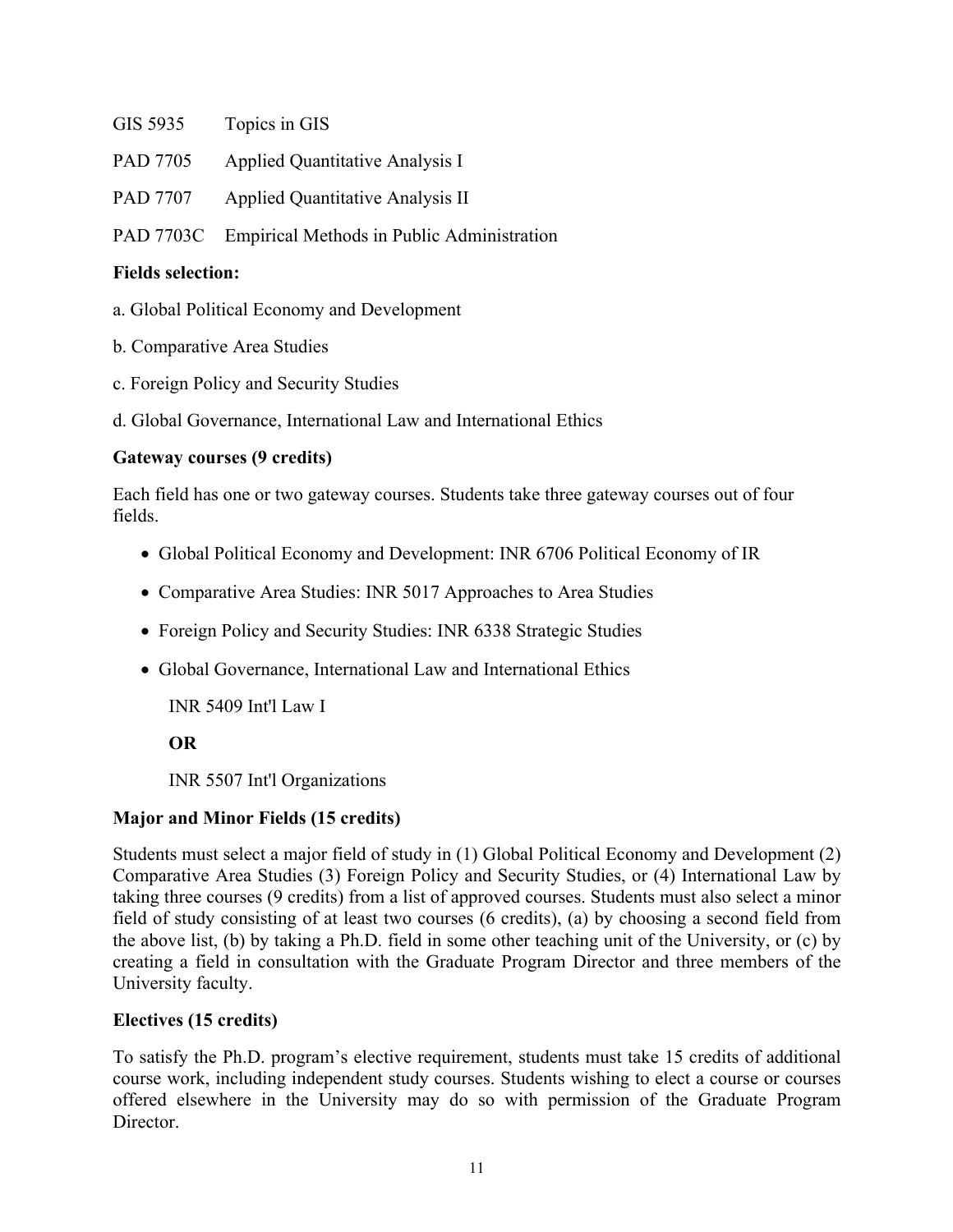GIS 5935 Topics in GIS

PAD 7705 Applied Quantitative Analysis I

PAD 7707 Applied Quantitative Analysis II

PAD 7703C Empirical Methods in Public Administration

**Fields selection:**

a. Global Political Economy and Development

b. Comparative Area Studies

c. Foreign Policy and Security Studies

d. Global Governance, International Law and International Ethics

**Gateway courses (9 credits)**

Each field has one or two gateway courses. Students take three gateway courses out of four fields.

- Global Political Economy and Development: INR 6706 Political Economy of IR
- Comparative Area Studies: INR 5017 Approaches to Area Studies
- Foreign Policy and Security Studies: INR 6338 Strategic Studies
- Global Governance, International Law and International Ethics

  INR 5409 Int'l Law I

  **OR**

  INR 5507 Int'l Organizations

**Major and Minor Fields (15 credits)**

Students must select a major field of study in (1) Global Political Economy and Development (2) Comparative Area Studies (3) Foreign Policy and Security Studies, or (4) International Law by taking three courses (9 credits) from a list of approved courses. Students must also select a minor field of study consisting of at least two courses (6 credits), (a) by choosing a second field from the above list, (b) by taking a Ph.D. field in some other teaching unit of the University, or (c) by creating a field in consultation with the Graduate Program Director and three members of the University faculty.

**Electives (15 credits)**

To satisfy the Ph.D. program's elective requirement, students must take 15 credits of additional course work, including independent study courses. Students wishing to elect a course or courses offered elsewhere in the University may do so with permission of the Graduate Program Director.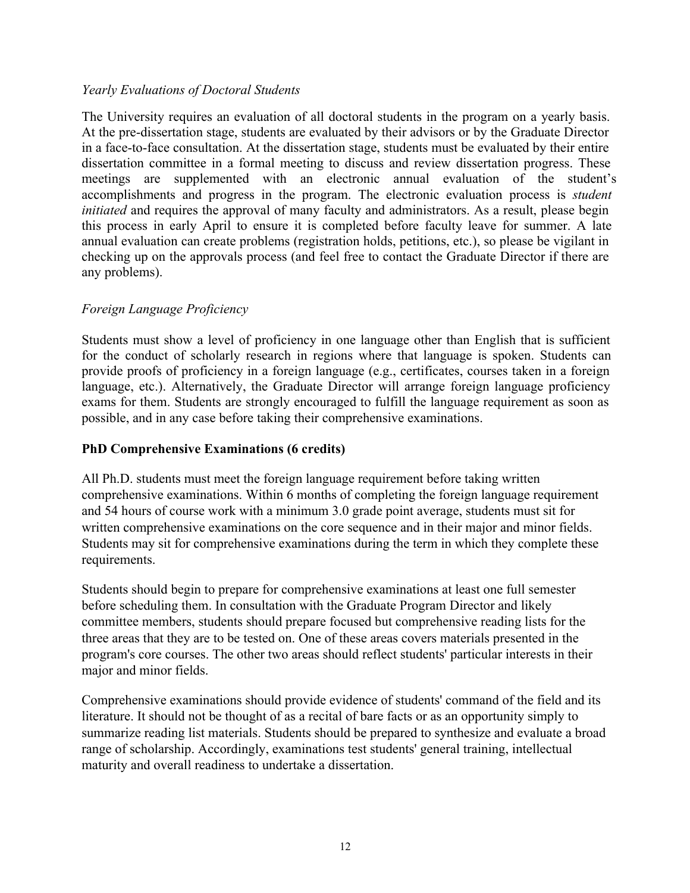*Yearly Evaluations of Doctoral Students*

The University requires an evaluation of all doctoral students in the program on a yearly basis. At the pre-dissertation stage, students are evaluated by their advisors or by the Graduate Director in a face-to-face consultation. At the dissertation stage, students must be evaluated by their entire dissertation committee in a formal meeting to discuss and review dissertation progress. These meetings are supplemented with an electronic annual evaluation of the student's accomplishments and progress in the program. The electronic evaluation process is *student initiated* and requires the approval of many faculty and administrators. As a result, please begin this process in early April to ensure it is completed before faculty leave for summer. A late annual evaluation can create problems (registration holds, petitions, etc.), so please be vigilant in checking up on the approvals process (and feel free to contact the Graduate Director if there are any problems).

*Foreign Language Proficiency*

Students must show a level of proficiency in one language other than English that is sufficient for the conduct of scholarly research in regions where that language is spoken. Students can provide proofs of proficiency in a foreign language (e.g., certificates, courses taken in a foreign language, etc.). Alternatively, the Graduate Director will arrange foreign language proficiency exams for them. Students are strongly encouraged to fulfill the language requirement as soon as possible, and in any case before taking their comprehensive examinations.

**PhD Comprehensive Examinations (6 credits)**

All Ph.D. students must meet the foreign language requirement before taking written comprehensive examinations. Within 6 months of completing the foreign language requirement and 54 hours of course work with a minimum 3.0 grade point average, students must sit for written comprehensive examinations on the core sequence and in their major and minor fields. Students may sit for comprehensive examinations during the term in which they complete these requirements.

Students should begin to prepare for comprehensive examinations at least one full semester before scheduling them. In consultation with the Graduate Program Director and likely committee members, students should prepare focused but comprehensive reading lists for the three areas that they are to be tested on. One of these areas covers materials presented in the program's core courses. The other two areas should reflect students' particular interests in their major and minor fields.

Comprehensive examinations should provide evidence of students' command of the field and its literature. It should not be thought of as a recital of bare facts or as an opportunity simply to summarize reading list materials. Students should be prepared to synthesize and evaluate a broad range of scholarship. Accordingly, examinations test students' general training, intellectual maturity and overall readiness to undertake a dissertation.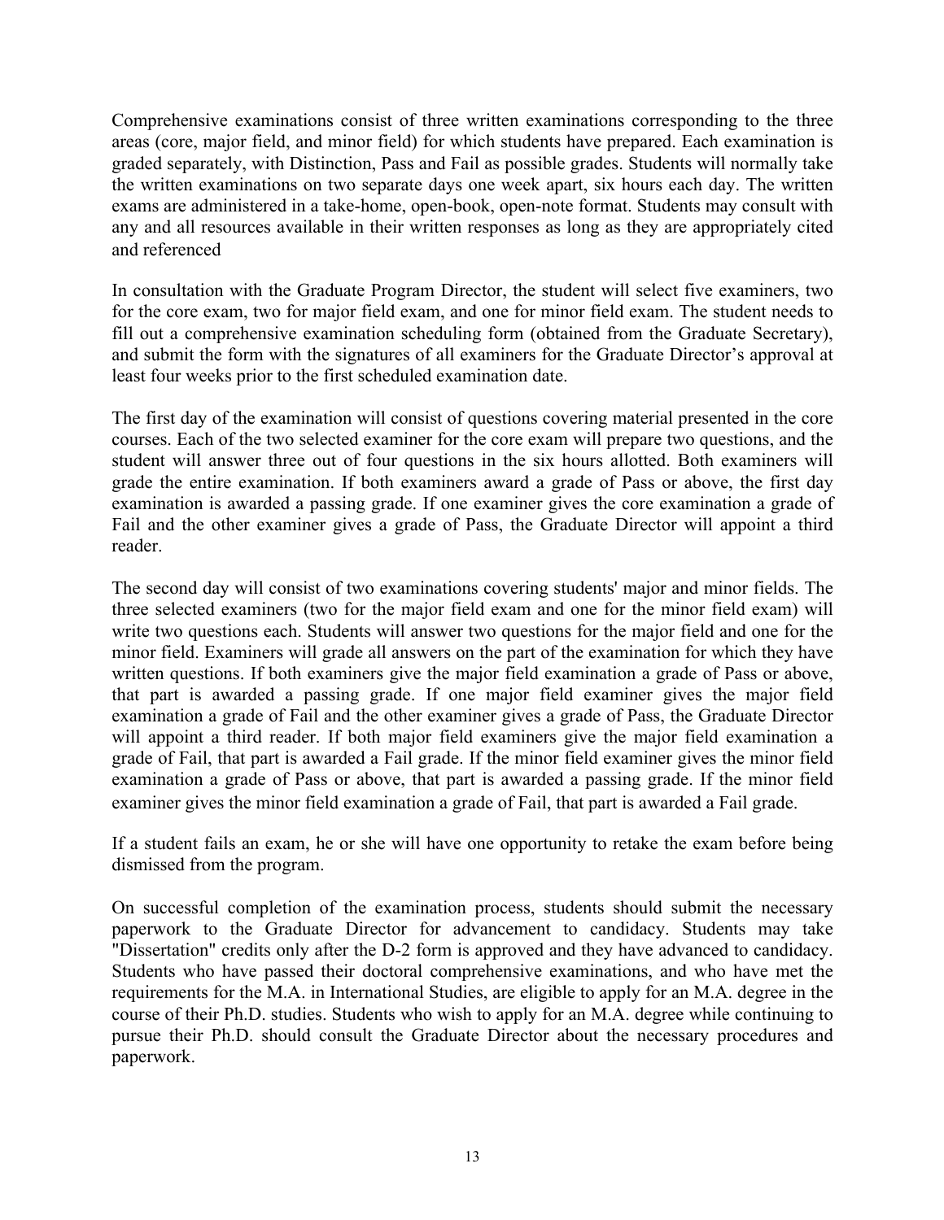Comprehensive examinations consist of three written examinations corresponding to the three areas (core, major field, and minor field) for which students have prepared. Each examination is graded separately, with Distinction, Pass and Fail as possible grades. Students will normally take the written examinations on two separate days one week apart, six hours each day. The written exams are administered in a take-home, open-book, open-note format. Students may consult with any and all resources available in their written responses as long as they are appropriately cited and referenced

In consultation with the Graduate Program Director, the student will select five examiners, two for the core exam, two for major field exam, and one for minor field exam. The student needs to fill out a comprehensive examination scheduling form (obtained from the Graduate Secretary), and submit the form with the signatures of all examiners for the Graduate Director's approval at least four weeks prior to the first scheduled examination date.

The first day of the examination will consist of questions covering material presented in the core courses. Each of the two selected examiner for the core exam will prepare two questions, and the student will answer three out of four questions in the six hours allotted. Both examiners will grade the entire examination. If both examiners award a grade of Pass or above, the first day examination is awarded a passing grade. If one examiner gives the core examination a grade of Fail and the other examiner gives a grade of Pass, the Graduate Director will appoint a third reader.

The second day will consist of two examinations covering students' major and minor fields. The three selected examiners (two for the major field exam and one for the minor field exam) will write two questions each. Students will answer two questions for the major field and one for the minor field. Examiners will grade all answers on the part of the examination for which they have written questions. If both examiners give the major field examination a grade of Pass or above, that part is awarded a passing grade. If one major field examiner gives the major field examination a grade of Fail and the other examiner gives a grade of Pass, the Graduate Director will appoint a third reader. If both major field examiners give the major field examination a grade of Fail, that part is awarded a Fail grade. If the minor field examiner gives the minor field examination a grade of Pass or above, that part is awarded a passing grade. If the minor field examiner gives the minor field examination a grade of Fail, that part is awarded a Fail grade.

If a student fails an exam, he or she will have one opportunity to retake the exam before being dismissed from the program.

On successful completion of the examination process, students should submit the necessary paperwork to the Graduate Director for advancement to candidacy. Students may take "Dissertation" credits only after the D-2 form is approved and they have advanced to candidacy. Students who have passed their doctoral comprehensive examinations, and who have met the requirements for the M.A. in International Studies, are eligible to apply for an M.A. degree in the course of their Ph.D. studies. Students who wish to apply for an M.A. degree while continuing to pursue their Ph.D. should consult the Graduate Director about the necessary procedures and paperwork.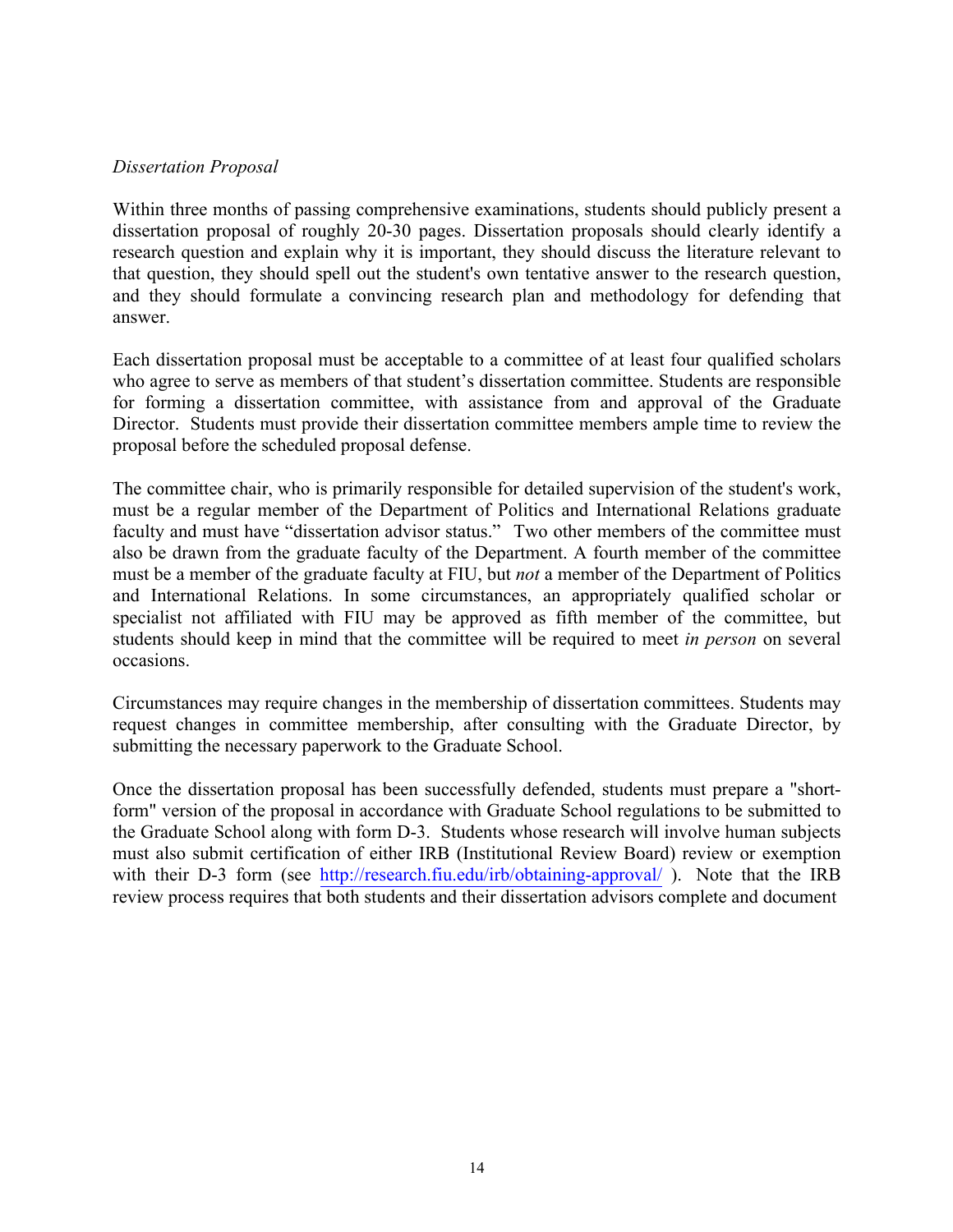*Dissertation Proposal*

Within three months of passing comprehensive examinations, students should publicly present a dissertation proposal of roughly 20-30 pages. Dissertation proposals should clearly identify a research question and explain why it is important, they should discuss the literature relevant to that question, they should spell out the student's own tentative answer to the research question, and they should formulate a convincing research plan and methodology for defending that answer.

Each dissertation proposal must be acceptable to a committee of at least four qualified scholars who agree to serve as members of that student's dissertation committee. Students are responsible for forming a dissertation committee, with assistance from and approval of the Graduate Director. Students must provide their dissertation committee members ample time to review the proposal before the scheduled proposal defense.

The committee chair, who is primarily responsible for detailed supervision of the student's work, must be a regular member of the Department of Politics and International Relations graduate faculty and must have "dissertation advisor status." Two other members of the committee must also be drawn from the graduate faculty of the Department. A fourth member of the committee must be a member of the graduate faculty at FIU, but *not* a member of the Department of Politics and International Relations. In some circumstances, an appropriately qualified scholar or specialist not affiliated with FIU may be approved as fifth member of the committee, but students should keep in mind that the committee will be required to meet *in person* on several occasions.

Circumstances may require changes in the membership of dissertation committees. Students may request changes in committee membership, after consulting with the Graduate Director, by submitting the necessary paperwork to the Graduate School.

Once the dissertation proposal has been successfully defended, students must prepare a "short-form" version of the proposal in accordance with Graduate School regulations to be submitted to the Graduate School along with form D-3. Students whose research will involve human subjects must also submit certification of either IRB (Institutional Review Board) review or exemption with their D-3 form (see http://research.fiu.edu/irb/obtaining-approval/ ). Note that the IRB review process requires that both students and their dissertation advisors complete and document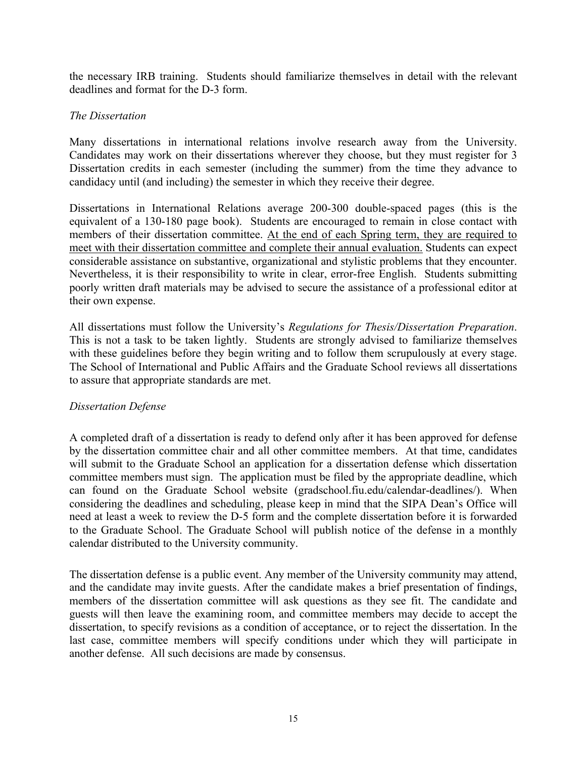the necessary IRB training. Students should familiarize themselves in detail with the relevant deadlines and format for the D-3 form.

*The Dissertation*

Many dissertations in international relations involve research away from the University. Candidates may work on their dissertations wherever they choose, but they must register for 3 Dissertation credits in each semester (including the summer) from the time they advance to candidacy until (and including) the semester in which they receive their degree.

Dissertations in International Relations average 200-300 double-spaced pages (this is the equivalent of a 130-180 page book). Students are encouraged to remain in close contact with members of their dissertation committee. <u>At the end of each Spring term, they are required to meet with their dissertation committee and complete their annual evaluation.</u> Students can expect considerable assistance on substantive, organizational and stylistic problems that they encounter. Nevertheless, it is their responsibility to write in clear, error-free English. Students submitting poorly written draft materials may be advised to secure the assistance of a professional editor at their own expense.

All dissertations must follow the University's *Regulations for Thesis/Dissertation Preparation*. This is not a task to be taken lightly. Students are strongly advised to familiarize themselves with these guidelines before they begin writing and to follow them scrupulously at every stage. The School of International and Public Affairs and the Graduate School reviews all dissertations to assure that appropriate standards are met.

*Dissertation Defense*

A completed draft of a dissertation is ready to defend only after it has been approved for defense by the dissertation committee chair and all other committee members. At that time, candidates will submit to the Graduate School an application for a dissertation defense which dissertation committee members must sign. The application must be filed by the appropriate deadline, which can found on the Graduate School website (gradschool.fiu.edu/calendar-deadlines/). When considering the deadlines and scheduling, please keep in mind that the SIPA Dean's Office will need at least a week to review the D-5 form and the complete dissertation before it is forwarded to the Graduate School. The Graduate School will publish notice of the defense in a monthly calendar distributed to the University community.

The dissertation defense is a public event. Any member of the University community may attend, and the candidate may invite guests. After the candidate makes a brief presentation of findings, members of the dissertation committee will ask questions as they see fit. The candidate and guests will then leave the examining room, and committee members may decide to accept the dissertation, to specify revisions as a condition of acceptance, or to reject the dissertation. In the last case, committee members will specify conditions under which they will participate in another defense. All such decisions are made by consensus.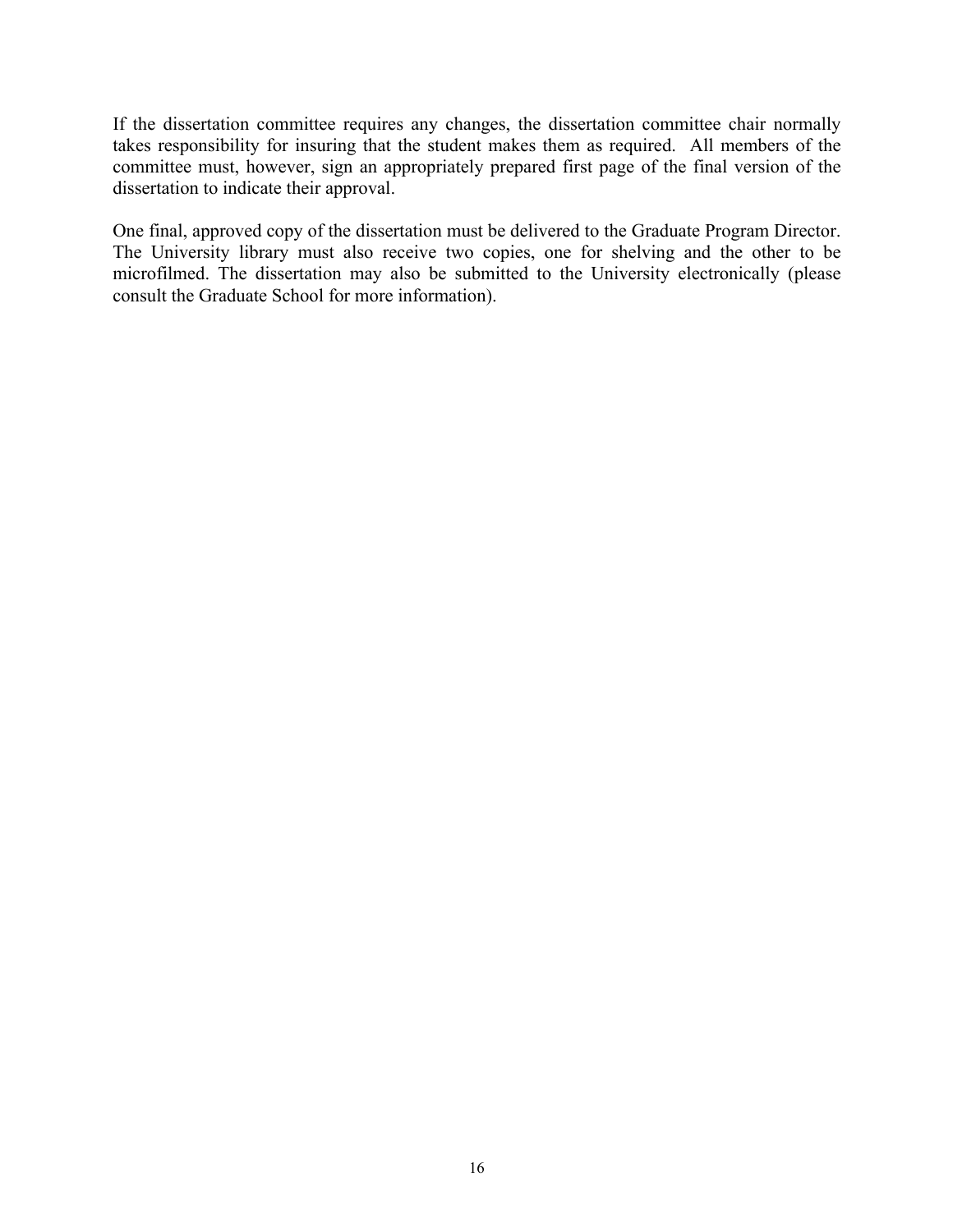If the dissertation committee requires any changes, the dissertation committee chair normally takes responsibility for insuring that the student makes them as required. All members of the committee must, however, sign an appropriately prepared first page of the final version of the dissertation to indicate their approval.

One final, approved copy of the dissertation must be delivered to the Graduate Program Director. The University library must also receive two copies, one for shelving and the other to be microfilmed. The dissertation may also be submitted to the University electronically (please consult the Graduate School for more information).